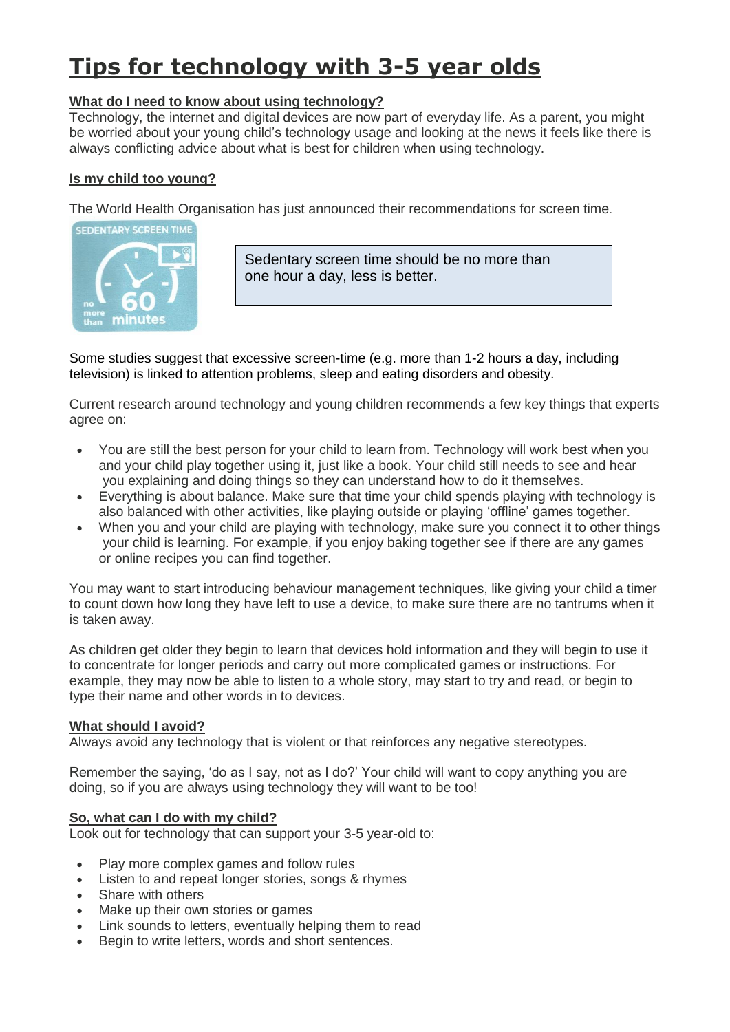# Tips for technology with 3-5 year olds

## What do I need to know about using technology?

Technology, the internet and digital devices are now part of everyday life. As a parent, you might be worried about your young child's technology usage and looking at the news it feels like there is always conflicting advice about what is best for children when using technology.

## Is my child too young?

The World Health Organisation has just announced their recommendations for screen time.

SEDENTARY SCREEN TIME
no more than 60 minutes

Sedentary screen time should be no more than one hour a day, less is better.

Some studies suggest that excessive screen-time (e.g. more than 1-2 hours a day, including television) is linked to attention problems, sleep and eating disorders and obesity.

Current research around technology and young children recommends a few key things that experts agree on:

- You are still the best person for your child to learn from. Technology will work best when you and your child play together using it, just like a book. Your child still needs to see and hear you explaining and doing things so they can understand how to do it themselves.
- Everything is about balance. Make sure that time your child spends playing with technology is also balanced with other activities, like playing outside or playing 'offline' games together.
- When you and your child are playing with technology, make sure you connect it to other things your child is learning. For example, if you enjoy baking together see if there are any games or online recipes you can find together.

You may want to start introducing behaviour management techniques, like giving your child a timer to count down how long they have left to use a device, to make sure there are no tantrums when it is taken away.

As children get older they begin to learn that devices hold information and they will begin to use it to concentrate for longer periods and carry out more complicated games or instructions. For example, they may now be able to listen to a whole story, may start to try and read, or begin to type their name and other words in to devices.

## What should I avoid?

Always avoid any technology that is violent or that reinforces any negative stereotypes.

Remember the saying, 'do as I say, not as I do?' Your child will want to copy anything you are doing, so if you are always using technology they will want to be too!

## So, what can I do with my child?

Look out for technology that can support your 3-5 year-old to:

- Play more complex games and follow rules
- Listen to and repeat longer stories, songs & rhymes
- Share with others
- Make up their own stories or games
- Link sounds to letters, eventually helping them to read
- Begin to write letters, words and short sentences.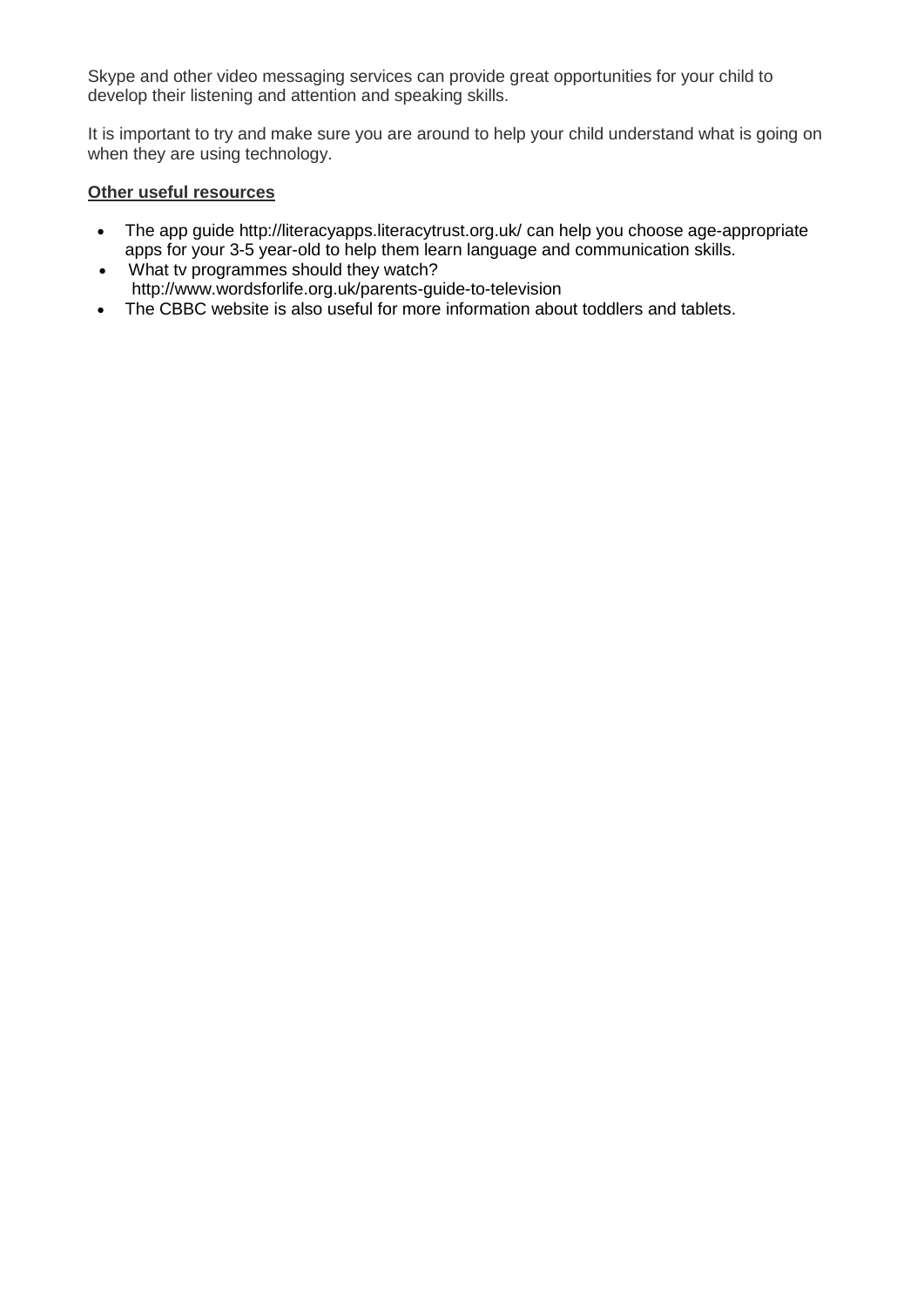Skype and other video messaging services can provide great opportunities for your child to develop their listening and attention and speaking skills.

It is important to try and make sure you are around to help your child understand what is going on when they are using technology.

**Other useful resources**

- The app guide http://literacyapps.literacytrust.org.uk/ can help you choose age-appropriate apps for your 3-5 year-old to help them learn language and communication skills.
- What tv programmes should they watch? http://www.wordsforlife.org.uk/parents-guide-to-television
- The CBBC website is also useful for more information about toddlers and tablets.